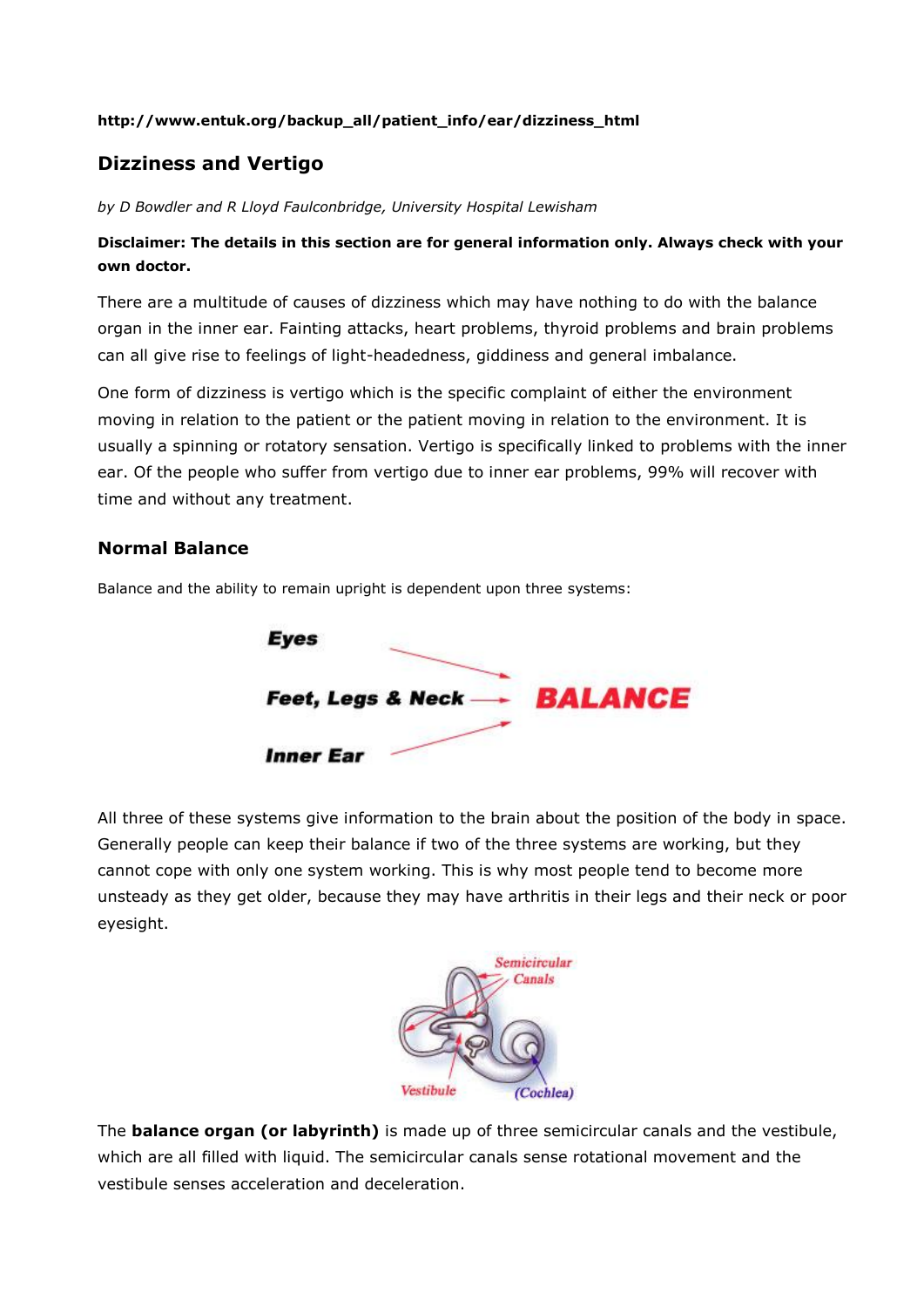**http://www.entuk.org/backup_all/patient_info/ear/dizziness_html**

## Dizziness and Vertigo

*by D Bowdler and R Lloyd Faulconbridge, University Hospital Lewisham*

**Disclaimer: The details in this section are for general information only. Always check with your own doctor.**

There are a multitude of causes of dizziness which may have nothing to do with the balance organ in the inner ear. Fainting attacks, heart problems, thyroid problems and brain problems can all give rise to feelings of light-headedness, giddiness and general imbalance.

One form of dizziness is vertigo which is the specific complaint of either the environment moving in relation to the patient or the patient moving in relation to the environment. It is usually a spinning or rotatory sensation. Vertigo is specifically linked to problems with the inner ear. Of the people who suffer from vertigo due to inner ear problems, 99% will recover with time and without any treatment.

### Normal Balance

Balance and the ability to remain upright is dependent upon three systems:

**Eyes**

**Feet, Legs & Neck** → **BALANCE**

**Inner Ear**

All three of these systems give information to the brain about the position of the body in space. Generally people can keep their balance if two of the three systems are working, but they cannot cope with only one system working. This is why most people tend to become more unsteady as they get older, because they may have arthritis in their legs and their neck or poor eyesight.

Semicircular Canals

Vestibule

(Cochlea)

The **balance organ (or labyrinth)** is made up of three semicircular canals and the vestibule, which are all filled with liquid. The semicircular canals sense rotational movement and the vestibule senses acceleration and deceleration.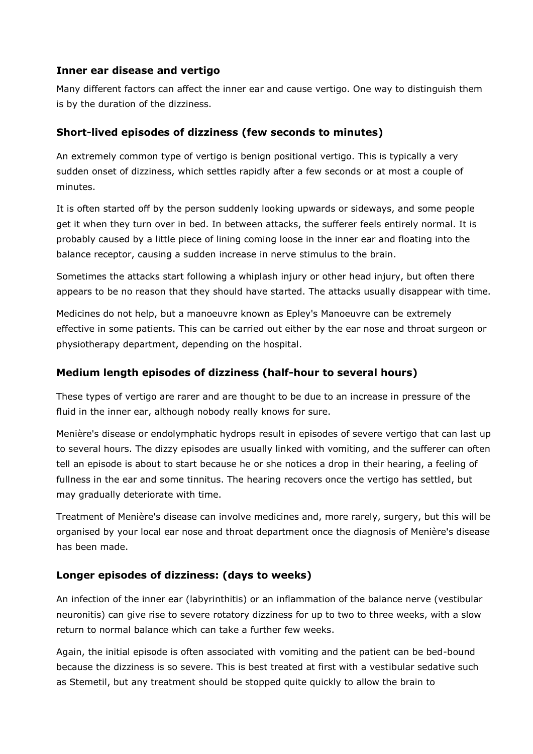### Inner ear disease and vertigo

Many different factors can affect the inner ear and cause vertigo. One way to distinguish them is by the duration of the dizziness.

### Short-lived episodes of dizziness (few seconds to minutes)

An extremely common type of vertigo is benign positional vertigo. This is typically a very sudden onset of dizziness, which settles rapidly after a few seconds or at most a couple of minutes.

It is often started off by the person suddenly looking upwards or sideways, and some people get it when they turn over in bed. In between attacks, the sufferer feels entirely normal. It is probably caused by a little piece of lining coming loose in the inner ear and floating into the balance receptor, causing a sudden increase in nerve stimulus to the brain.

Sometimes the attacks start following a whiplash injury or other head injury, but often there appears to be no reason that they should have started. The attacks usually disappear with time.

Medicines do not help, but a manoeuvre known as Epley's Manoeuvre can be extremely effective in some patients. This can be carried out either by the ear nose and throat surgeon or physiotherapy department, depending on the hospital.

### Medium length episodes of dizziness (half-hour to several hours)

These types of vertigo are rarer and are thought to be due to an increase in pressure of the fluid in the inner ear, although nobody really knows for sure.

Menière's disease or endolymphatic hydrops result in episodes of severe vertigo that can last up to several hours. The dizzy episodes are usually linked with vomiting, and the sufferer can often tell an episode is about to start because he or she notices a drop in their hearing, a feeling of fullness in the ear and some tinnitus. The hearing recovers once the vertigo has settled, but may gradually deteriorate with time.

Treatment of Menière's disease can involve medicines and, more rarely, surgery, but this will be organised by your local ear nose and throat department once the diagnosis of Menière's disease has been made.

### Longer episodes of dizziness: (days to weeks)

An infection of the inner ear (labyrinthitis) or an inflammation of the balance nerve (vestibular neuronitis) can give rise to severe rotatory dizziness for up to two to three weeks, with a slow return to normal balance which can take a further few weeks.

Again, the initial episode is often associated with vomiting and the patient can be bed-bound because the dizziness is so severe. This is best treated at first with a vestibular sedative such as Stemetil, but any treatment should be stopped quite quickly to allow the brain to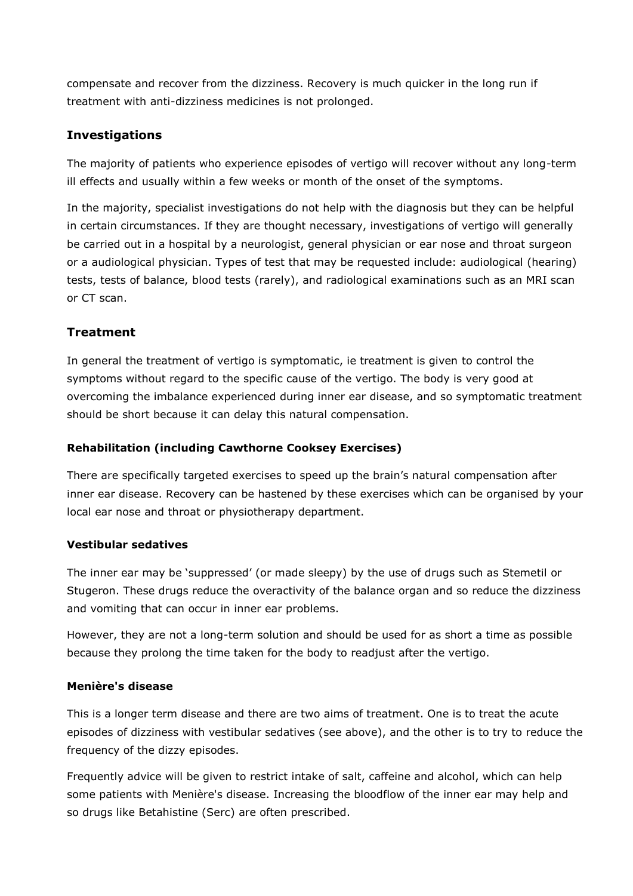compensate and recover from the dizziness. Recovery is much quicker in the long run if treatment with anti-dizziness medicines is not prolonged.

## Investigations

The majority of patients who experience episodes of vertigo will recover without any long-term ill effects and usually within a few weeks or month of the onset of the symptoms.

In the majority, specialist investigations do not help with the diagnosis but they can be helpful in certain circumstances. If they are thought necessary, investigations of vertigo will generally be carried out in a hospital by a neurologist, general physician or ear nose and throat surgeon or a audiological physician. Types of test that may be requested include: audiological (hearing) tests, tests of balance, blood tests (rarely), and radiological examinations such as an MRI scan or CT scan.

## Treatment

In general the treatment of vertigo is symptomatic, ie treatment is given to control the symptoms without regard to the specific cause of the vertigo. The body is very good at overcoming the imbalance experienced during inner ear disease, and so symptomatic treatment should be short because it can delay this natural compensation.

### Rehabilitation (including Cawthorne Cooksey Exercises)

There are specifically targeted exercises to speed up the brain's natural compensation after inner ear disease. Recovery can be hastened by these exercises which can be organised by your local ear nose and throat or physiotherapy department.

### Vestibular sedatives

The inner ear may be 'suppressed' (or made sleepy) by the use of drugs such as Stemetil or Stugeron. These drugs reduce the overactivity of the balance organ and so reduce the dizziness and vomiting that can occur in inner ear problems.

However, they are not a long-term solution and should be used for as short a time as possible because they prolong the time taken for the body to readjust after the vertigo.

### Menière's disease

This is a longer term disease and there are two aims of treatment. One is to treat the acute episodes of dizziness with vestibular sedatives (see above), and the other is to try to reduce the frequency of the dizzy episodes.

Frequently advice will be given to restrict intake of salt, caffeine and alcohol, which can help some patients with Menière's disease. Increasing the bloodflow of the inner ear may help and so drugs like Betahistine (Serc) are often prescribed.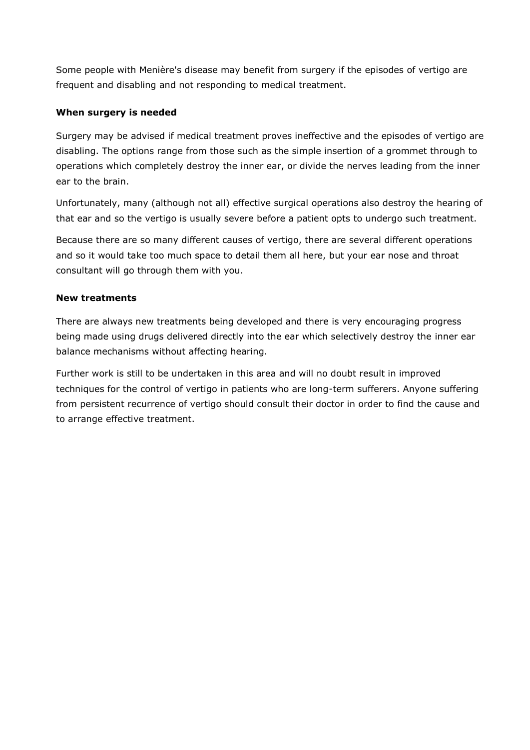Some people with Menière's disease may benefit from surgery if the episodes of vertigo are frequent and disabling and not responding to medical treatment.

### When surgery is needed

Surgery may be advised if medical treatment proves ineffective and the episodes of vertigo are disabling. The options range from those such as the simple insertion of a grommet through to operations which completely destroy the inner ear, or divide the nerves leading from the inner ear to the brain.

Unfortunately, many (although not all) effective surgical operations also destroy the hearing of that ear and so the vertigo is usually severe before a patient opts to undergo such treatment.

Because there are so many different causes of vertigo, there are several different operations and so it would take too much space to detail them all here, but your ear nose and throat consultant will go through them with you.

### New treatments

There are always new treatments being developed and there is very encouraging progress being made using drugs delivered directly into the ear which selectively destroy the inner ear balance mechanisms without affecting hearing.

Further work is still to be undertaken in this area and will no doubt result in improved techniques for the control of vertigo in patients who are long-term sufferers. Anyone suffering from persistent recurrence of vertigo should consult their doctor in order to find the cause and to arrange effective treatment.